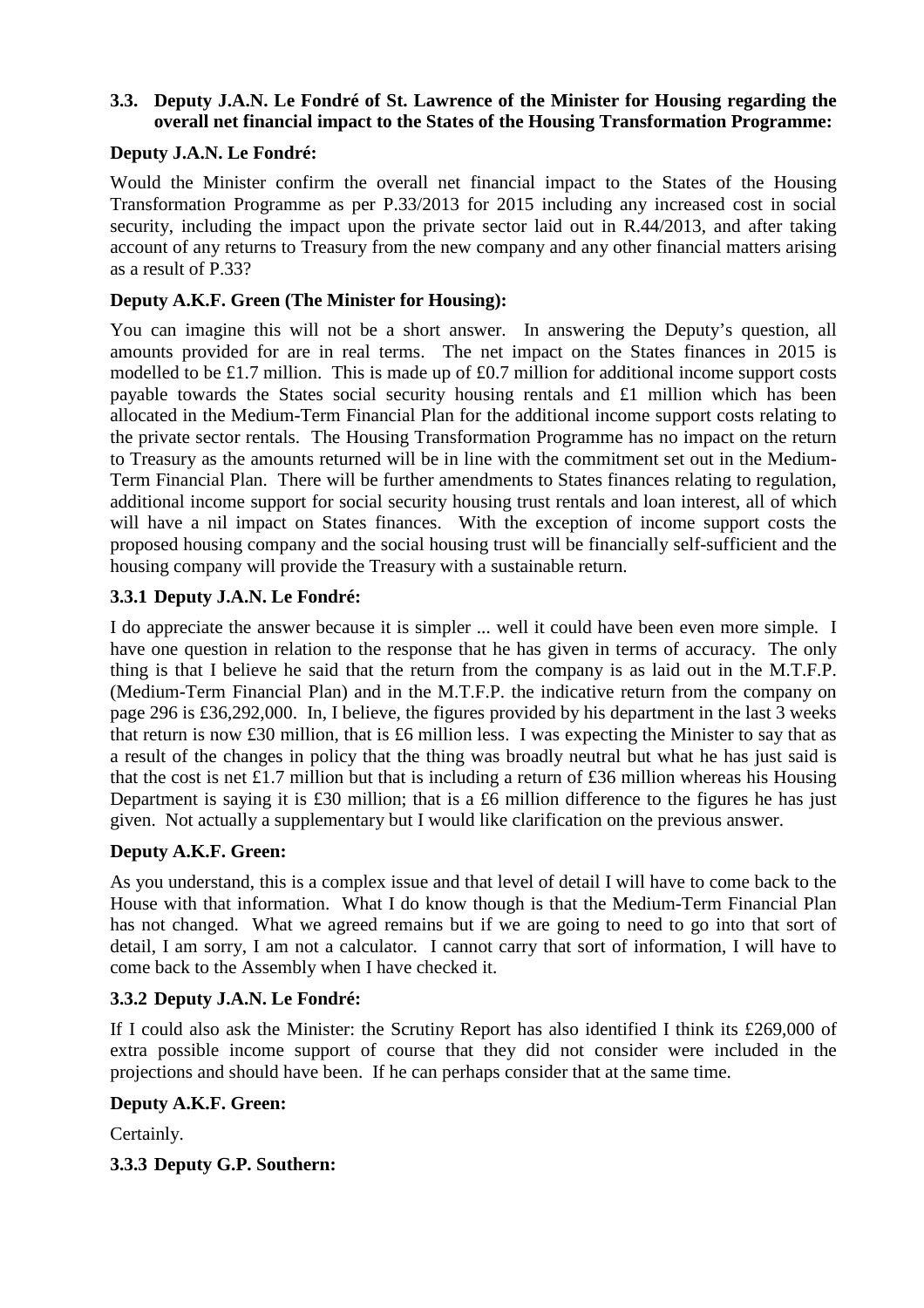### 3.3. Deputy J.A.N. Le Fondré of St. Lawrence of the Minister for Housing regarding the overall net financial impact to the States of the Housing Transformation Programme:

**Deputy J.A.N. Le Fondré:**

Would the Minister confirm the overall net financial impact to the States of the Housing Transformation Programme as per P.33/2013 for 2015 including any increased cost in social security, including the impact upon the private sector laid out in R.44/2013, and after taking account of any returns to Treasury from the new company and any other financial matters arising as a result of P.33?

**Deputy A.K.F. Green (The Minister for Housing):**

You can imagine this will not be a short answer. In answering the Deputy's question, all amounts provided for are in real terms. The net impact on the States finances in 2015 is modelled to be £1.7 million. This is made up of £0.7 million for additional income support costs payable towards the States social security housing rentals and £1 million which has been allocated in the Medium-Term Financial Plan for the additional income support costs relating to the private sector rentals. The Housing Transformation Programme has no impact on the return to Treasury as the amounts returned will be in line with the commitment set out in the Medium-Term Financial Plan. There will be further amendments to States finances relating to regulation, additional income support for social security housing trust rentals and loan interest, all of which will have a nil impact on States finances. With the exception of income support costs the proposed housing company and the social housing trust will be financially self-sufficient and the housing company will provide the Treasury with a sustainable return.

#### 3.3.1 Deputy J.A.N. Le Fondré:

I do appreciate the answer because it is simpler ... well it could have been even more simple. I have one question in relation to the response that he has given in terms of accuracy. The only thing is that I believe he said that the return from the company is as laid out in the M.T.F.P. (Medium-Term Financial Plan) and in the M.T.F.P. the indicative return from the company on page 296 is £36,292,000. In, I believe, the figures provided by his department in the last 3 weeks that return is now £30 million, that is £6 million less. I was expecting the Minister to say that as a result of the changes in policy that the thing was broadly neutral but what he has just said is that the cost is net £1.7 million but that is including a return of £36 million whereas his Housing Department is saying it is £30 million; that is a £6 million difference to the figures he has just given. Not actually a supplementary but I would like clarification on the previous answer.

**Deputy A.K.F. Green:**

As you understand, this is a complex issue and that level of detail I will have to come back to the House with that information. What I do know though is that the Medium-Term Financial Plan has not changed. What we agreed remains but if we are going to need to go into that sort of detail, I am sorry, I am not a calculator. I cannot carry that sort of information, I will have to come back to the Assembly when I have checked it.

#### 3.3.2 Deputy J.A.N. Le Fondré:

If I could also ask the Minister: the Scrutiny Report has also identified I think its £269,000 of extra possible income support of course that they did not consider were included in the projections and should have been. If he can perhaps consider that at the same time.

**Deputy A.K.F. Green:**

Certainly.

#### 3.3.3 Deputy G.P. Southern: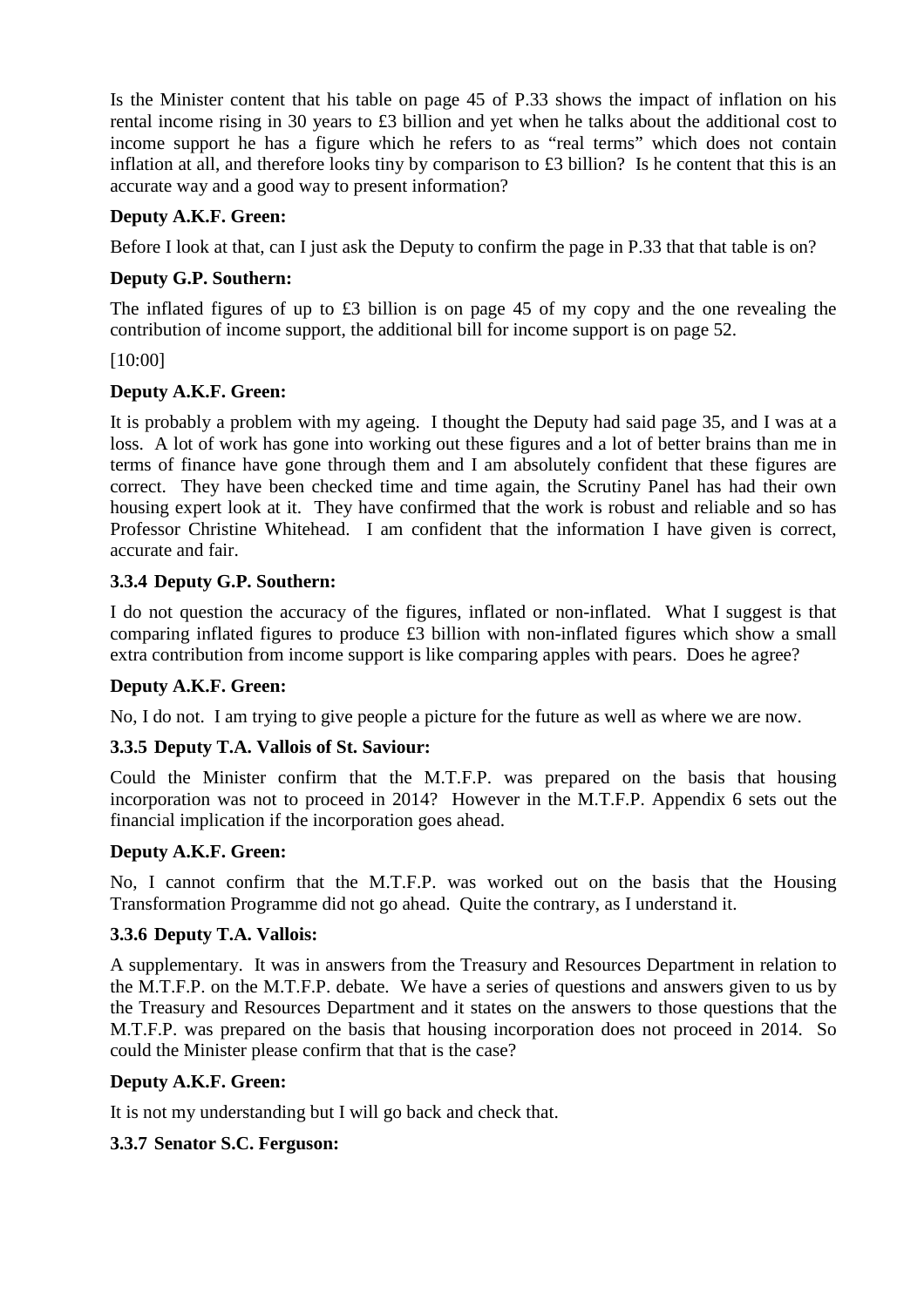Is the Minister content that his table on page 45 of P.33 shows the impact of inflation on his rental income rising in 30 years to £3 billion and yet when he talks about the additional cost to income support he has a figure which he refers to as "real terms" which does not contain inflation at all, and therefore looks tiny by comparison to £3 billion? Is he content that this is an accurate way and a good way to present information?

**Deputy A.K.F. Green:**

Before I look at that, can I just ask the Deputy to confirm the page in P.33 that that table is on?

**Deputy G.P. Southern:**

The inflated figures of up to £3 billion is on page 45 of my copy and the one revealing the contribution of income support, the additional bill for income support is on page 52.

[10:00]

**Deputy A.K.F. Green:**

It is probably a problem with my ageing. I thought the Deputy had said page 35, and I was at a loss. A lot of work has gone into working out these figures and a lot of better brains than me in terms of finance have gone through them and I am absolutely confident that these figures are correct. They have been checked time and time again, the Scrutiny Panel has had their own housing expert look at it. They have confirmed that the work is robust and reliable and so has Professor Christine Whitehead. I am confident that the information I have given is correct, accurate and fair.

**3.3.4 Deputy G.P. Southern:**

I do not question the accuracy of the figures, inflated or non-inflated. What I suggest is that comparing inflated figures to produce £3 billion with non-inflated figures which show a small extra contribution from income support is like comparing apples with pears. Does he agree?

**Deputy A.K.F. Green:**

No, I do not. I am trying to give people a picture for the future as well as where we are now.

**3.3.5 Deputy T.A. Vallois of St. Saviour:**

Could the Minister confirm that the M.T.F.P. was prepared on the basis that housing incorporation was not to proceed in 2014? However in the M.T.F.P. Appendix 6 sets out the financial implication if the incorporation goes ahead.

**Deputy A.K.F. Green:**

No, I cannot confirm that the M.T.F.P. was worked out on the basis that the Housing Transformation Programme did not go ahead. Quite the contrary, as I understand it.

**3.3.6 Deputy T.A. Vallois:**

A supplementary. It was in answers from the Treasury and Resources Department in relation to the M.T.F.P. on the M.T.F.P. debate. We have a series of questions and answers given to us by the Treasury and Resources Department and it states on the answers to those questions that the M.T.F.P. was prepared on the basis that housing incorporation does not proceed in 2014. So could the Minister please confirm that that is the case?

**Deputy A.K.F. Green:**

It is not my understanding but I will go back and check that.

**3.3.7 Senator S.C. Ferguson:**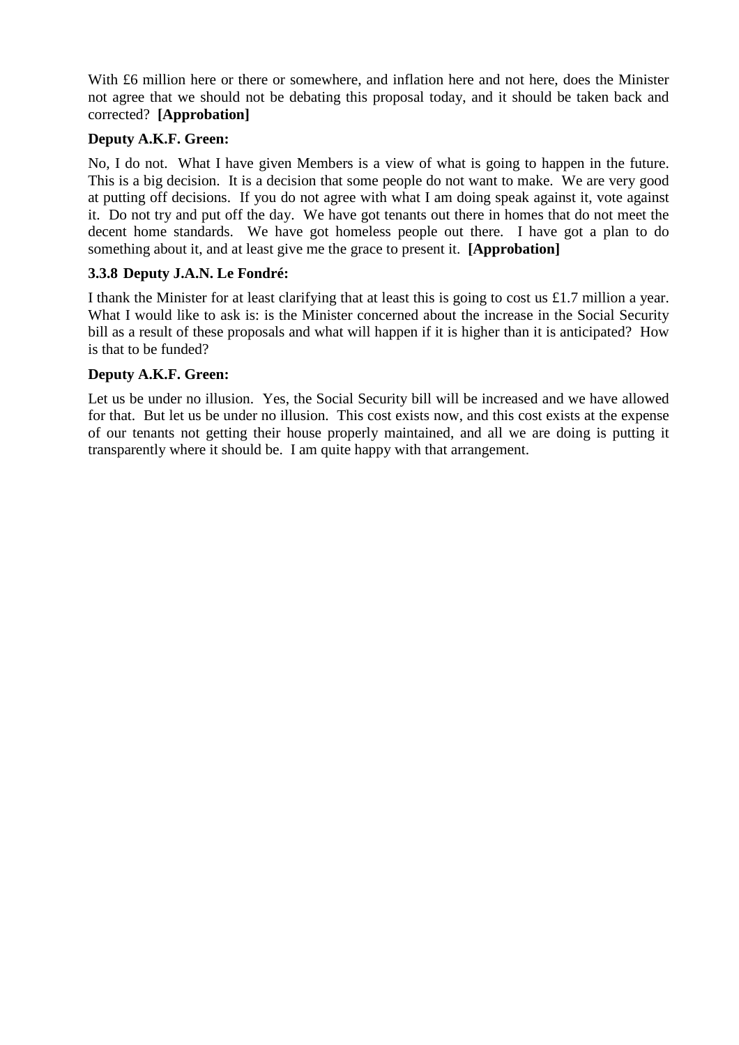With £6 million here or there or somewhere, and inflation here and not here, does the Minister not agree that we should not be debating this proposal today, and it should be taken back and corrected? **[Approbation]**

**Deputy A.K.F. Green:**

No, I do not. What I have given Members is a view of what is going to happen in the future. This is a big decision. It is a decision that some people do not want to make. We are very good at putting off decisions. If you do not agree with what I am doing speak against it, vote against it. Do not try and put off the day. We have got tenants out there in homes that do not meet the decent home standards. We have got homeless people out there. I have got a plan to do something about it, and at least give me the grace to present it. **[Approbation]**

**3.3.8 Deputy J.A.N. Le Fondré:**

I thank the Minister for at least clarifying that at least this is going to cost us £1.7 million a year. What I would like to ask is: is the Minister concerned about the increase in the Social Security bill as a result of these proposals and what will happen if it is higher than it is anticipated? How is that to be funded?

**Deputy A.K.F. Green:**

Let us be under no illusion. Yes, the Social Security bill will be increased and we have allowed for that. But let us be under no illusion. This cost exists now, and this cost exists at the expense of our tenants not getting their house properly maintained, and all we are doing is putting it transparently where it should be. I am quite happy with that arrangement.